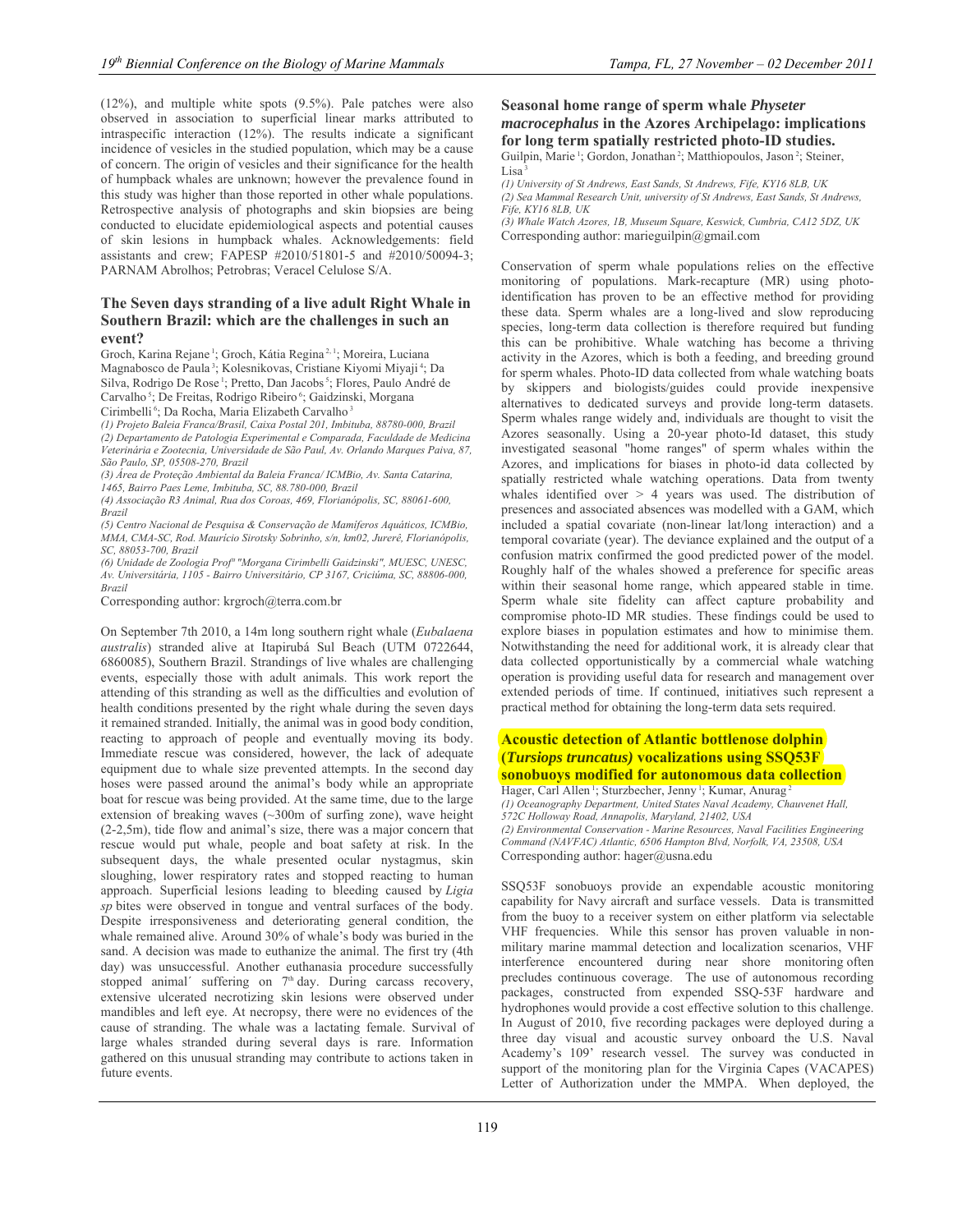(12%), and multiple white spots (9.5%). Pale patches were also observed in association to superficial linear marks attributed to intraspecific interaction (12%). The results indicate a significant incidence of vesicles in the studied population, which may be a cause of concern. The origin of vesicles and their significance for the health of humpback whales are unknown; however the prevalence found in this study was higher than those reported in other whale populations. Retrospective analysis of photographs and skin biopsies are being conducted to elucidate epidemiological aspects and potential causes of skin lesions in humpback whales. Acknowledgements: field assistants and crew; FAPESP #2010/51801-5 and #2010/50094-3; PARNAM Abrolhos; Petrobras; Veracel Celulose S/A.

## The Seven days stranding of a live adult Right Whale in Southern Brazil: which are the challenges in such an event?

Groch, Karina Rejane [1]; Groch, Kátia Regina [2, 1]; Moreira, Luciana Magnabosco de Paula [3]; Kolesnikovas, Cristiane Kiyomi Miyaji [4]; Da Silva, Rodrigo De Rose [1]; Pretto, Dan Jacobs [5]; Flores, Paulo André de Carvalho [5]; De Freitas, Rodrigo Ribeiro [6]; Gaidzinski, Morgana Cirimbelli [6]; Da Rocha, Maria Elizabeth Carvalho [3]

*(1) Projeto Baleia Franca/Brasil, Caixa Postal 201, Imbituba, 88780-000, Brazil*
*(2) Departamento de Patologia Experimental e Comparada, Faculdade de Medicina Veterinária e Zootecnia, Universidade de São Paul, Av. Orlando Marques Paiva, 87, São Paulo, SP, 05508-270, Brazil*
*(3) Área de Proteção Ambiental da Baleia Franca/ ICMBio, Av. Santa Catarina, 1465, Bairro Paes Leme, Imbituba, SC, 88.780-000, Brazil*
*(4) Associação R3 Animal, Rua dos Coroas, 469, Florianópolis, SC, 88061-600, Brazil*
*(5) Centro Nacional de Pesquisa & Conservação de Mamíferos Aquáticos, ICMBio, MMA, CMA-SC, Rod. Maurício Sirotsky Sobrinho, s/n, km02, Jurerê, Florianópolis, SC, 88053-700, Brazil*
*(6) Unidade de Zoologia Profª "Morgana Cirimbelli Gaidzinski", MUESC, UNESC, Av. Universitária, 1105 - Bairro Universitário, CP 3167, Criciúma, SC, 88806-000, Brazil*

Corresponding author: krgroch@terra.com.br

On September 7th 2010, a 14m long southern right whale (*Eubalaena australis*) stranded alive at Itapirubá Sul Beach (UTM 0722644, 6860085), Southern Brazil. Strandings of live whales are challenging events, especially those with adult animals. This work report the attending of this stranding as well as the difficulties and evolution of health conditions presented by the right whale during the seven days it remained stranded. Initially, the animal was in good body condition, reacting to approach of people and eventually moving its body. Immediate rescue was considered, however, the lack of adequate equipment due to whale size prevented attempts. In the second day hoses were passed around the animal's body while an appropriate boat for rescue was being provided. At the same time, due to the large extension of breaking waves (~300m of surfing zone), wave height (2-2,5m), tide flow and animal's size, there was a major concern that rescue would put whale, people and boat safety at risk. In the subsequent days, the whale presented ocular nystagmus, skin sloughing, lower respiratory rates and stopped reacting to human approach. Superficial lesions leading to bleeding caused by *Ligia sp* bites were observed in tongue and ventral surfaces of the body. Despite irresponsiveness and deteriorating general condition, the whale remained alive. Around 30% of whale's body was buried in the sand. A decision was made to euthanize the animal. The first try (4th day) was unsuccessful. Another euthanasia procedure successfully stopped animal´ suffering on 7th day. During carcass recovery, extensive ulcerated necrotizing skin lesions were observed under mandibles and left eye. At necropsy, there were no evidences of the cause of stranding. The whale was a lactating female. Survival of large whales stranded during several days is rare. Information gathered on this unusual stranding may contribute to actions taken in future events.

## Seasonal home range of sperm whale *Physeter macrocephalus* in the Azores Archipelago: implications for long term spatially restricted photo-ID studies.

Guilpin, Marie [1]; Gordon, Jonathan [2]; Matthiopoulos, Jason [2]; Steiner, Lisa [3]

*(1) University of St Andrews, East Sands, St Andrews, Fife, KY16 8LB, UK*
*(2) Sea Mammal Research Unit, university of St Andrews, East Sands, St Andrews, Fife, KY16 8LB, UK*
*(3) Whale Watch Azores, 1B, Museum Square, Keswick, Cumbria, CA12 5DZ, UK*

Corresponding author: marieguilpin@gmail.com

Conservation of sperm whale populations relies on the effective monitoring of populations. Mark-recapture (MR) using photo-identification has proven to be an effective method for providing these data. Sperm whales are a long-lived and slow reproducing species, long-term data collection is therefore required but funding this can be prohibitive. Whale watching has become a thriving activity in the Azores, which is both a feeding, and breeding ground for sperm whales. Photo-ID data collected from whale watching boats by skippers and biologists/guides could provide inexpensive alternatives to dedicated surveys and provide long-term datasets. Sperm whales range widely and, individuals are thought to visit the Azores seasonally. Using a 20-year photo-Id dataset, this study investigated seasonal "home ranges" of sperm whales within the Azores, and implications for biases in photo-id data collected by spatially restricted whale watching operations. Data from twenty whales identified over > 4 years was used. The distribution of presences and associated absences was modelled with a GAM, which included a spatial covariate (non-linear lat/long interaction) and a temporal covariate (year). The deviance explained and the output of a confusion matrix confirmed the good predicted power of the model. Roughly half of the whales showed a preference for specific areas within their seasonal home range, which appeared stable in time. Sperm whale site fidelity can affect capture probability and compromise photo-ID MR studies. These findings could be used to explore biases in population estimates and how to minimise them. Notwithstanding the need for additional work, it is already clear that data collected opportunistically by a commercial whale watching operation is providing useful data for research and management over extended periods of time. If continued, initiatives such represent a practical method for obtaining the long-term data sets required.

## Acoustic detection of Atlantic bottlenose dolphin (*Tursiops truncatus*) vocalizations using SSQ53F sonobuoys modified for autonomous data collection

Hager, Carl Allen [1]; Sturzbecher, Jenny [1]; Kumar, Anurag [2]

*(1) Oceanography Department, United States Naval Academy, Chauvenet Hall, 572C Holloway Road, Annapolis, Maryland, 21402, USA*
*(2) Environmental Conservation - Marine Resources, Naval Facilities Engineering Command (NAVFAC) Atlantic, 6506 Hampton Blvd, Norfolk, VA, 23508, USA*

Corresponding author: hager@usna.edu

SSQ53F sonobuoys provide an expendable acoustic monitoring capability for Navy aircraft and surface vessels. Data is transmitted from the buoy to a receiver system on either platform via selectable VHF frequencies. While this sensor has proven valuable in non-military marine mammal detection and localization scenarios, VHF interference encountered during near shore monitoring often precludes continuous coverage. The use of autonomous recording packages, constructed from expended SSQ-53F hardware and hydrophones would provide a cost effective solution to this challenge. In August of 2010, five recording packages were deployed during a three day visual and acoustic survey onboard the U.S. Naval Academy's 109' research vessel. The survey was conducted in support of the monitoring plan for the Virginia Capes (VACAPES) Letter of Authorization under the MMPA. When deployed, the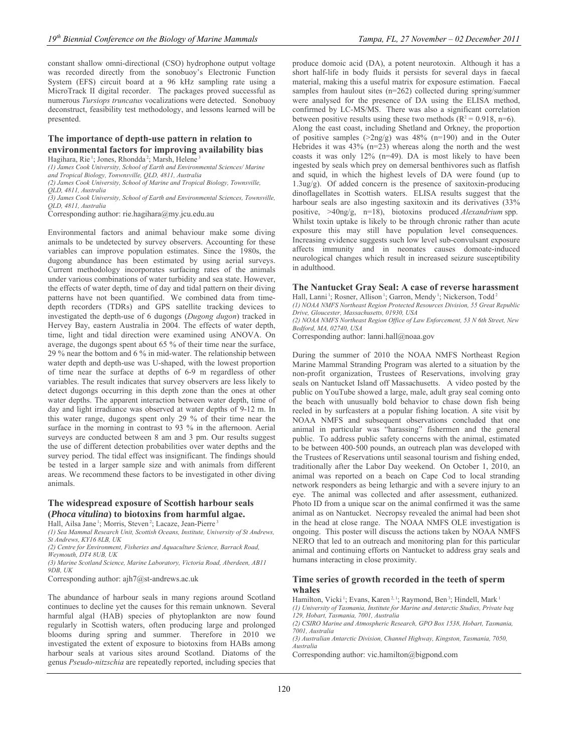constant shallow omni-directional (CSO) hydrophone output voltage was recorded directly from the sonobuoy's Electronic Function System (EFS) circuit board at a 96 kHz sampling rate using a MicroTrack II digital recorder. The packages proved successful as numerous *Tursiops truncatus* vocalizations were detected. Sonobuoy deconstruct, feasibility test methodology, and lessons learned will be presented.

## The importance of depth-use pattern in relation to environmental factors for improving availability bias

Hagihara, Rie [1]; Jones, Rhondda [2]; Marsh, Helene [3]

*(1) James Cook University, School of Earth and Environmental Sciences/ Marine and Tropical Biology, Tonwnsville, QLD, 4811, Australia*
*(2) James Cook University, School of Marine and Tropical Biology, Townsville, QLD, 4811, Australia*
*(3) James Cook University, School of Earth and Environmental Sciences, Townsville, QLD, 4811, Australia*

Corresponding author: rie.hagihara@my.jcu.edu.au

Environmental factors and animal behaviour make some diving animals to be undetected by survey observers. Accounting for these variables can improve population estimates. Since the 1980s, the dugong abundance has been estimated by using aerial surveys. Current methodology incorporates surfacing rates of the animals under various combinations of water turbidity and sea state. However, the effects of water depth, time of day and tidal pattern on their diving patterns have not been quantified. We combined data from time-depth recorders (TDRs) and GPS satellite tracking devices to investigated the depth-use of 6 dugongs (*Dugong dugon*) tracked in Hervey Bay, eastern Australia in 2004. The effects of water depth, time, light and tidal direction were examined using ANOVA. On average, the dugongs spent about 65 % of their time near the surface, 29 % near the bottom and 6 % in mid-water. The relationship between water depth and depth-use was U-shaped, with the lowest proportion of time near the surface at depths of 6-9 m regardless of other variables. The result indicates that survey observers are less likely to detect dugongs occurring in this depth zone than the ones at other water depths. The apparent interaction between water depth, time of day and light irradiance was observed at water depths of 9-12 m. In this water range, dugongs spent only 29 % of their time near the surface in the morning in contrast to 93 % in the afternoon. Aerial surveys are conducted between 8 am and 3 pm. Our results suggest the use of different detection probabilities over water depths and the survey period. The tidal effect was insignificant. The findings should be tested in a larger sample size and with animals from different areas. We recommend these factors to be investigated in other diving animals.

## The widespread exposure of Scottish harbour seals (*Phoca vitulina*) to biotoxins from harmful algae.

Hall, Ailsa Jane [1]; Morris, Steven [2]; Lacaze, Jean-Pierre [3]

*(1) Sea Mammal Research Unit, Scottish Oceans, Institute, University of St Andrews, St Andrews, KY16 8LB, UK*
*(2) Centre for Environment, Fisheries and Aquaculture Science, Barrack Road, Weymouth, DT4 8UB, UK*
*(3) Marine Scotland Science, Marine Laboratory, Victoria Road, Aberdeen, AB11 9DB, UK*

Corresponding author: ajh7@st-andrews.ac.uk

The abundance of harbour seals in many regions around Scotland continues to decline yet the causes for this remain unknown. Several harmful algal (HAB) species of phytoplankton are now found regularly in Scottish waters, often producing large and prolonged blooms during spring and summer. Therefore in 2010 we investigated the extent of exposure to biotoxins from HABs among harbour seals at various sites around Scotland. Diatoms of the genus *Pseudo-nitzschia* are repeatedly reported, including species that produce domoic acid (DA), a potent neurotoxin. Although it has a short half-life in body fluids it persists for several days in faecal material, making this a useful matrix for exposure estimation. Faecal samples from haulout sites (n=262) collected during spring/summer were analysed for the presence of DA using the ELISA method, confirmed by LC-MS/MS. There was also a significant correlation between positive results using these two methods ($R^2$ = 0.918, n=6). Along the east coast, including Shetland and Orkney, the proportion of positive samples (>2ng/g) was 48% (n=190) and in the Outer Hebrides it was 43% (n=23) whereas along the north and the west coasts it was only 12% (n=49). DA is most likely to have been ingested by seals which prey on demersal benthivores such as flatfish and squid, in which the highest levels of DA were found (up to 1.3ug/g). Of added concern is the presence of saxitoxin-producing dinoflagellates in Scottish waters. ELISA results suggest that the harbour seals are also ingesting saxitoxin and its derivatives (33% positive, >40ng/g, n=18), biotoxins produced *Alexandrium* spp. Whilst toxin uptake is likely to be through chronic rather than acute exposure this may still have population level consequences. Increasing evidence suggests such low level sub-convulsant exposure affects immunity and in neonates causes domoate-induced neurological changes which result in increased seizure susceptibility in adulthood.

## The Nantucket Gray Seal: A case of reverse harassment

Hall, Lanni [1]; Rosner, Allison [1]; Garron, Mendy [1]; Nickerson, Todd [2]

*(1) NOAA NMFS Northeast Region Protected Resources Division, 55 Great Republic Drive, Gloucester, Massachusetts, 01930, USA*
*(2) NOAA NMFS Northeast Region Office of Law Enforcement, 53 N 6th Street, New Bedford, MA, 02740, USA*

Corresponding author: lanni.hall@noaa.gov

During the summer of 2010 the NOAA NMFS Northeast Region Marine Mammal Stranding Program was alerted to a situation by the non-profit organization, Trustees of Reservations, involving gray seals on Nantucket Island off Massachusetts. A video posted by the public on YouTube showed a large, male, adult gray seal coming onto the beach with unusually bold behavior to chase down fish being reeled in by surfcasters at a popular fishing location. A site visit by NOAA NMFS and subsequent observations concluded that one animal in particular was "harassing" fishermen and the general public. To address public safety concerns with the animal, estimated to be between 400-500 pounds, an outreach plan was developed with the Trustees of Reservations until seasonal tourism and fishing ended, traditionally after the Labor Day weekend. On October 1, 2010, an animal was reported on a beach on Cape Cod to local stranding network responders as being lethargic and with a severe injury to an eye. The animal was collected and after assessment, euthanized. Photo ID from a unique scar on the animal confirmed it was the same animal as on Nantucket. Necropsy revealed the animal had been shot in the head at close range. The NOAA NMFS OLE investigation is ongoing. This poster will discuss the actions taken by NOAA NMFS NERO that led to an outreach and monitoring plan for this particular animal and continuing efforts on Nantucket to address gray seals and humans interacting in close proximity.

## Time series of growth recorded in the teeth of sperm whales

Hamilton, Vicki [1]; Evans, Karen [2, 1]; Raymond, Ben [3]; Hindell, Mark [1]

*(1) University of Tasmania, Institute for Marine and Antarctic Studies, Private bag 129, Hobart, Tasmania, 7001, Australia*
*(2) CSIRO Marine and Atmospheric Research, GPO Box 1538, Hobart, Tasmania, 7001, Australia*
*(3) Australian Antarctic Division, Channel Highway, Kingston, Tasmania, 7050, Australia*

Corresponding author: vic.hamilton@bigpond.com